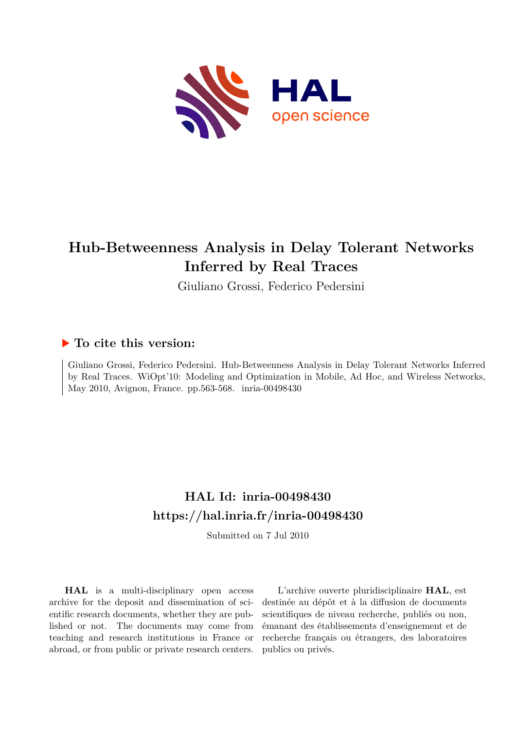# Hub-Betweenness Analysis in Delay Tolerant Networks Inferred by Real Traces

Giuliano Grossi, Federico Pedersini

## ▶ To cite this version:

Giuliano Grossi, Federico Pedersini. Hub-Betweenness Analysis in Delay Tolerant Networks Inferred by Real Traces. WiOpt'10: Modeling and Optimization in Mobile, Ad Hoc, and Wireless Networks, May 2010, Avignon, France. pp.563-568. inria-00498430

## HAL Id: inria-00498430
## https://hal.inria.fr/inria-00498430

Submitted on 7 Jul 2010

**HAL** is a multi-disciplinary open access archive for the deposit and dissemination of scientific research documents, whether they are published or not. The documents may come from teaching and research institutions in France or abroad, or from public or private research centers.

L'archive ouverte pluridisciplinaire **HAL**, est destinée au dépôt et à la diffusion de documents scientifiques de niveau recherche, publiés ou non, émanant des établissements d'enseignement et de recherche français ou étrangers, des laboratoires publics ou privés.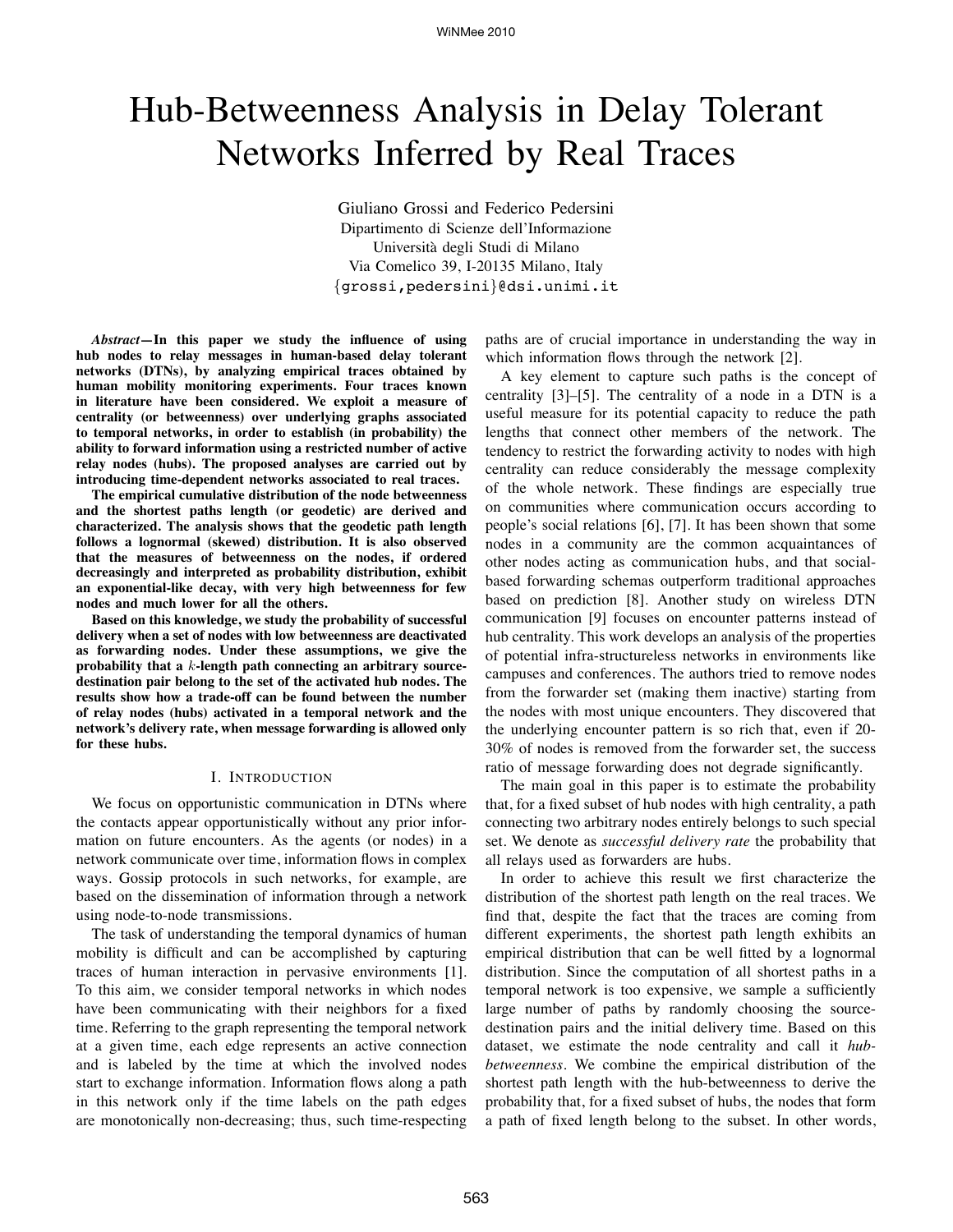# Hub-Betweenness Analysis in Delay Tolerant Networks Inferred by Real Traces

Giuliano Grossi and Federico Pedersini
Dipartimento di Scienze dell'Informazione
Università degli Studi di Milano
Via Comelico 39, I-20135 Milano, Italy
{grossi,pedersini}@dsi.unimi.it

***Abstract*—In this paper we study the influence of using hub nodes to relay messages in human-based delay tolerant networks (DTNs), by analyzing empirical traces obtained by human mobility monitoring experiments. Four traces known in literature have been considered. We exploit a measure of centrality (or betweenness) over underlying graphs associated to temporal networks, in order to establish (in probability) the ability to forward information using a restricted number of active relay nodes (hubs). The proposed analyses are carried out by introducing time-dependent networks associated to real traces.**

**The empirical cumulative distribution of the node betweenness and the shortest paths length (or geodetic) are derived and characterized. The analysis shows that the geodetic path length follows a lognormal (skewed) distribution. It is also observed that the measures of betweenness on the nodes, if ordered decreasingly and interpreted as probability distribution, exhibit an exponential-like decay, with very high betweenness for few nodes and much lower for all the others.**

**Based on this knowledge, we study the probability of successful delivery when a set of nodes with low betweenness are deactivated as forwarding nodes. Under these assumptions, we give the probability that a $k$-length path connecting an arbitrary source-destination pair belong to the set of the activated hub nodes. The results show how a trade-off can be found between the number of relay nodes (hubs) activated in a temporal network and the network's delivery rate, when message forwarding is allowed only for these hubs.**

## I. Introduction

We focus on opportunistic communication in DTNs where the contacts appear opportunistically without any prior information on future encounters. As the agents (or nodes) in a network communicate over time, information flows in complex ways. Gossip protocols in such networks, for example, are based on the dissemination of information through a network using node-to-node transmissions.

The task of understanding the temporal dynamics of human mobility is difficult and can be accomplished by capturing traces of human interaction in pervasive environments [1]. To this aim, we consider temporal networks in which nodes have been communicating with their neighbors for a fixed time. Referring to the graph representing the temporal network at a given time, each edge represents an active connection and is labeled by the time at which the involved nodes start to exchange information. Information flows along a path in this network only if the time labels on the path edges are monotonically non-decreasing; thus, such time-respecting paths are of crucial importance in understanding the way in which information flows through the network [2].

A key element to capture such paths is the concept of centrality [3]–[5]. The centrality of a node in a DTN is a useful measure for its potential capacity to reduce the path lengths that connect other members of the network. The tendency to restrict the forwarding activity to nodes with high centrality can reduce considerably the message complexity of the whole network. These findings are especially true on communities where communication occurs according to people's social relations [6], [7]. It has been shown that some nodes in a community are the common acquaintances of other nodes acting as communication hubs, and that social-based forwarding schemas outperform traditional approaches based on prediction [8]. Another study on wireless DTN communication [9] focuses on encounter patterns instead of hub centrality. This work develops an analysis of the properties of potential infra-structureless networks in environments like campuses and conferences. The authors tried to remove nodes from the forwarder set (making them inactive) starting from the nodes with most unique encounters. They discovered that the underlying encounter pattern is so rich that, even if 20-30% of nodes is removed from the forwarder set, the success ratio of message forwarding does not degrade significantly.

The main goal in this paper is to estimate the probability that, for a fixed subset of hub nodes with high centrality, a path connecting two arbitrary nodes entirely belongs to such special set. We denote as *successful delivery rate* the probability that all relays used as forwarders are hubs.

In order to achieve this result we first characterize the distribution of the shortest path length on the real traces. We find that, despite the fact that the traces are coming from different experiments, the shortest path length exhibits an empirical distribution that can be well fitted by a lognormal distribution. Since the computation of all shortest paths in a temporal network is too expensive, we sample a sufficiently large number of paths by randomly choosing the source-destination pairs and the initial delivery time. Based on this dataset, we estimate the node centrality and call it *hub-betweenness*. We combine the empirical distribution of the shortest path length with the hub-betweenness to derive the probability that, for a fixed subset of hubs, the nodes that form a path of fixed length belong to the subset. In other words,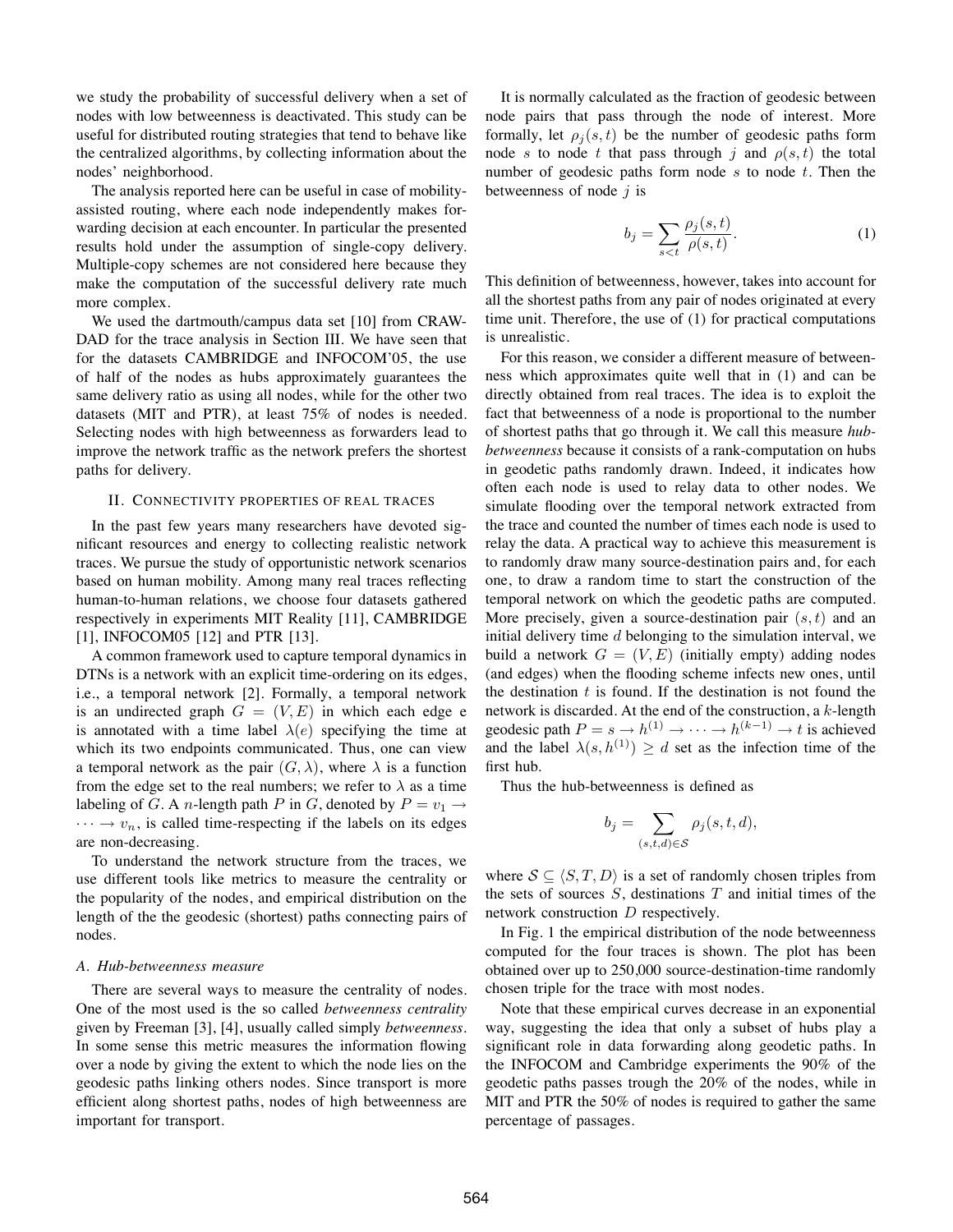we study the probability of successful delivery when a set of nodes with low betweenness is deactivated. This study can be useful for distributed routing strategies that tend to behave like the centralized algorithms, by collecting information about the nodes' neighborhood.

The analysis reported here can be useful in case of mobility-assisted routing, where each node independently makes forwarding decision at each encounter. In particular the presented results hold under the assumption of single-copy delivery. Multiple-copy schemes are not considered here because they make the computation of the successful delivery rate much more complex.

We used the dartmouth/campus data set [10] from CRAWDAD for the trace analysis in Section III. We have seen that for the datasets CAMBRIDGE and INFOCOM'05, the use of half of the nodes as hubs approximately guarantees the same delivery ratio as using all nodes, while for the other two datasets (MIT and PTR), at least 75% of nodes is needed. Selecting nodes with high betweenness as forwarders lead to improve the network traffic as the network prefers the shortest paths for delivery.

## II. Connectivity properties of real traces

In the past few years many researchers have devoted significant resources and energy to collecting realistic network traces. We pursue the study of opportunistic network scenarios based on human mobility. Among many real traces reflecting human-to-human relations, we choose four datasets gathered respectively in experiments MIT Reality [11], CAMBRIDGE [1], INFOCOM05 [12] and PTR [13].

A common framework used to capture temporal dynamics in DTNs is a network with an explicit time-ordering on its edges, i.e., a temporal network [2]. Formally, a temporal network is an undirected graph $G = (V, E)$ in which each edge e is annotated with a time label $\lambda(e)$ specifying the time at which its two endpoints communicated. Thus, one can view a temporal network as the pair $(G, \lambda)$, where $\lambda$ is a function from the edge set to the real numbers; we refer to $\lambda$ as a time labeling of $G$. A $n$-length path $P$ in $G$, denoted by $P = v_1 \rightarrow \cdots \rightarrow v_n$, is called time-respecting if the labels on its edges are non-decreasing.

To understand the network structure from the traces, we use different tools like metrics to measure the centrality or the popularity of the nodes, and empirical distribution on the length of the the geodesic (shortest) paths connecting pairs of nodes.

### A. Hub-betweenness measure

There are several ways to measure the centrality of nodes. One of the most used is the so called *betweenness centrality* given by Freeman [3], [4], usually called simply *betweenness*. In some sense this metric measures the information flowing over a node by giving the extent to which the node lies on the geodesic paths linking others nodes. Since transport is more efficient along shortest paths, nodes of high betweenness are important for transport.

It is normally calculated as the fraction of geodesic between node pairs that pass through the node of interest. More formally, let $\rho_j(s, t)$ be the number of geodesic paths form node $s$ to node $t$ that pass through $j$ and $\rho(s, t)$ the total number of geodesic paths form node $s$ to node $t$. Then the betweenness of node $j$ is

$$b_j = \sum_{s<t} \frac{\rho_j(s, t)}{\rho(s, t)}. \tag{1}$$

This definition of betweenness, however, takes into account for all the shortest paths from any pair of nodes originated at every time unit. Therefore, the use of (1) for practical computations is unrealistic.

For this reason, we consider a different measure of betweenness which approximates quite well that in (1) and can be directly obtained from real traces. The idea is to exploit the fact that betweenness of a node is proportional to the number of shortest paths that go through it. We call this measure *hub-betweenness* because it consists of a rank-computation on hubs in geodetic paths randomly drawn. Indeed, it indicates how often each node is used to relay data to other nodes. We simulate flooding over the temporal network extracted from the trace and counted the number of times each node is used to relay the data. A practical way to achieve this measurement is to randomly draw many source-destination pairs and, for each one, to draw a random time to start the construction of the temporal network on which the geodetic paths are computed. More precisely, given a source-destination pair $(s, t)$ and an initial delivery time $d$ belonging to the simulation interval, we build a network $G = (V, E)$ (initially empty) adding nodes (and edges) when the flooding scheme infects new ones, until the destination $t$ is found. If the destination is not found the network is discarded. At the end of the construction, a $k$-length geodesic path $P = s \rightarrow h^{(1)} \rightarrow \cdots \rightarrow h^{(k-1)} \rightarrow t$ is achieved and the label $\lambda(s, h^{(1)}) \geq d$ set as the infection time of the first hub.

Thus the hub-betweenness is defined as

$$b_j = \sum_{(s,t,d) \in \mathcal{S}} \rho_j(s, t, d),$$

where $\mathcal{S} \subseteq \langle S, T, D \rangle$ is a set of randomly chosen triples from the sets of sources $S$, destinations $T$ and initial times of the network construction $D$ respectively.

In Fig. 1 the empirical distribution of the node betweenness computed for the four traces is shown. The plot has been obtained over up to 250,000 source-destination-time randomly chosen triple for the trace with most nodes.

Note that these empirical curves decrease in an exponential way, suggesting the idea that only a subset of hubs play a significant role in data forwarding along geodetic paths. In the INFOCOM and Cambridge experiments the 90% of the geodetic paths passes trough the 20% of the nodes, while in MIT and PTR the 50% of nodes is required to gather the same percentage of passages.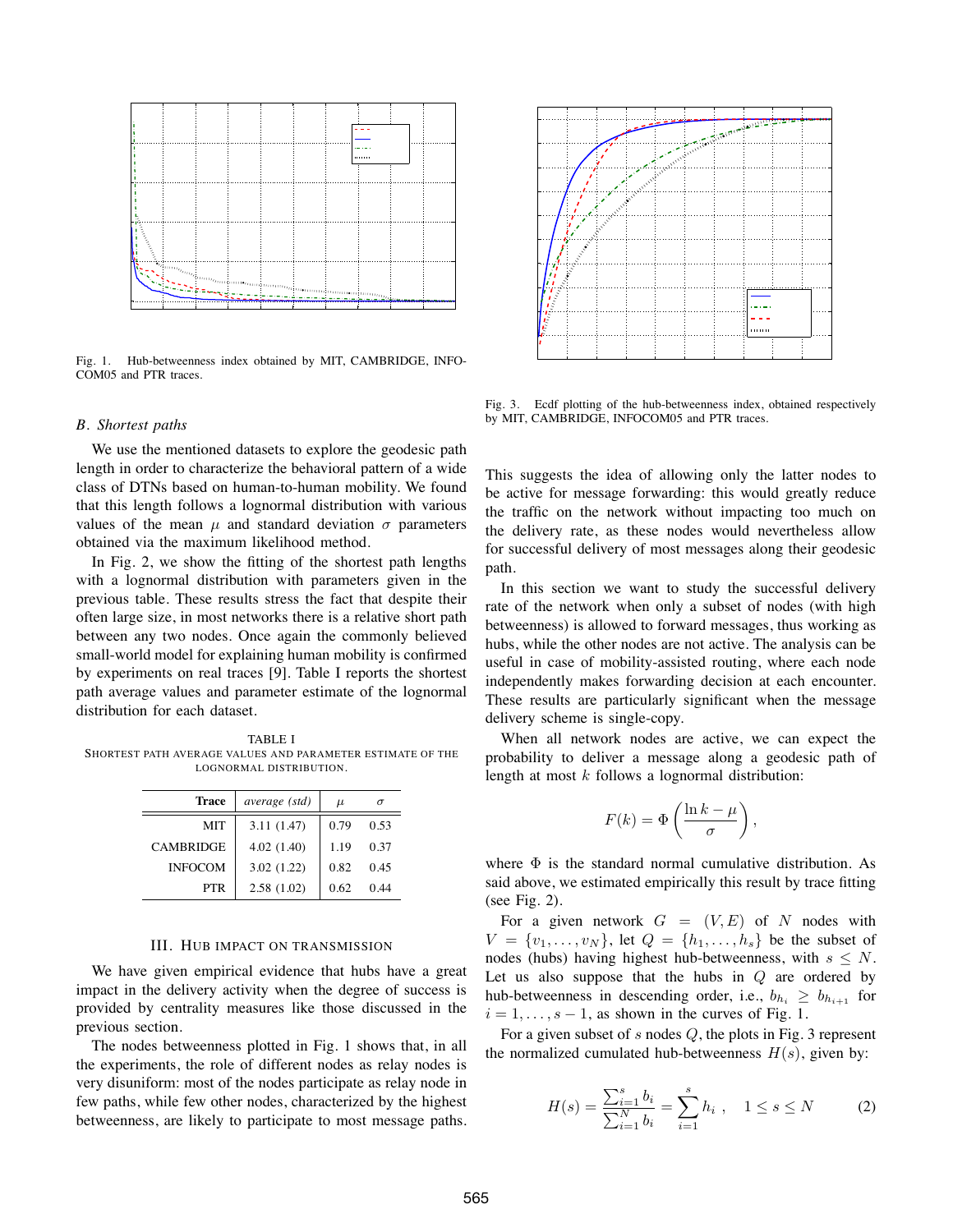Fig. 1. Hub-betweenness index obtained by MIT, CAMBRIDGE, INFOCOM05 and PTR traces.

### B. Shortest paths

We use the mentioned datasets to explore the geodesic path length in order to characterize the behavioral pattern of a wide class of DTNs based on human-to-human mobility. We found that this length follows a lognormal distribution with various values of the mean $\mu$ and standard deviation $\sigma$ parameters obtained via the maximum likelihood method.

In Fig. 2, we show the fitting of the shortest path lengths with a lognormal distribution with parameters given in the previous table. These results stress the fact that despite their often large size, in most networks there is a relative short path between any two nodes. Once again the commonly believed small-world model for explaining human mobility is confirmed by experiments on real traces [9]. Table I reports the shortest path average values and parameter estimate of the lognormal distribution for each dataset.

TABLE I
SHORTEST PATH AVERAGE VALUES AND PARAMETER ESTIMATE OF THE LOGNORMAL DISTRIBUTION.

| Trace | *average (std)* | $\mu$ | $\sigma$ |
|---|---|---|---|
| MIT | 3.11 (1.47) | 0.79 | 0.53 |
| CAMBRIDGE | 4.02 (1.40) | 1.19 | 0.37 |
| INFOCOM | 3.02 (1.22) | 0.82 | 0.45 |
| PTR | 2.58 (1.02) | 0.62 | 0.44 |

## III. Hub impact on transmission

We have given empirical evidence that hubs have a great impact in the delivery activity when the degree of success is provided by centrality measures like those discussed in the previous section.

The nodes betweenness plotted in Fig. 1 shows that, in all the experiments, the role of different nodes as relay nodes is very disuniform: most of the nodes participate as relay node in few paths, while few other nodes, characterized by the highest betweenness, are likely to participate to most message paths.

Fig. 3. Ecdf plotting of the hub-betweenness index, obtained respectively by MIT, CAMBRIDGE, INFOCOM05 and PTR traces.

This suggests the idea of allowing only the latter nodes to be active for message forwarding: this would greatly reduce the traffic on the network without impacting too much on the delivery rate, as these nodes would nevertheless allow for successful delivery of most messages along their geodesic path.

In this section we want to study the successful delivery rate of the network when only a subset of nodes (with high betweenness) is allowed to forward messages, thus working as hubs, while the other nodes are not active. The analysis can be useful in case of mobility-assisted routing, where each node independently makes forwarding decision at each encounter. These results are particularly significant when the message delivery scheme is single-copy.

When all network nodes are active, we can expect the probability to deliver a message along a geodesic path of length at most $k$ follows a lognormal distribution:

$$F(k) = \Phi\left(\frac{\ln k - \mu}{\sigma}\right),$$

where $\Phi$ is the standard normal cumulative distribution. As said above, we estimated empirically this result by trace fitting (see Fig. 2).

For a given network $G = (V, E)$ of $N$ nodes with $V = \{v_1, \ldots, v_N\}$, let $Q = \{h_1, \ldots, h_s\}$ be the subset of nodes (hubs) having highest hub-betweenness, with $s \leq N$. Let us also suppose that the hubs in $Q$ are ordered by hub-betweenness in descending order, i.e., $b_{h_i} \geq b_{h_{i+1}}$ for $i = 1, \ldots, s-1$, as shown in the curves of Fig. 1.

For a given subset of $s$ nodes $Q$, the plots in Fig. 3 represent the normalized cumulated hub-betweenness $H(s)$, given by:

$$H(s) = \frac{\sum_{i=1}^{s} b_i}{\sum_{i=1}^{N} b_i} = \sum_{i=1}^{s} h_i \ , \quad 1 \leq s \leq N \qquad (2)$$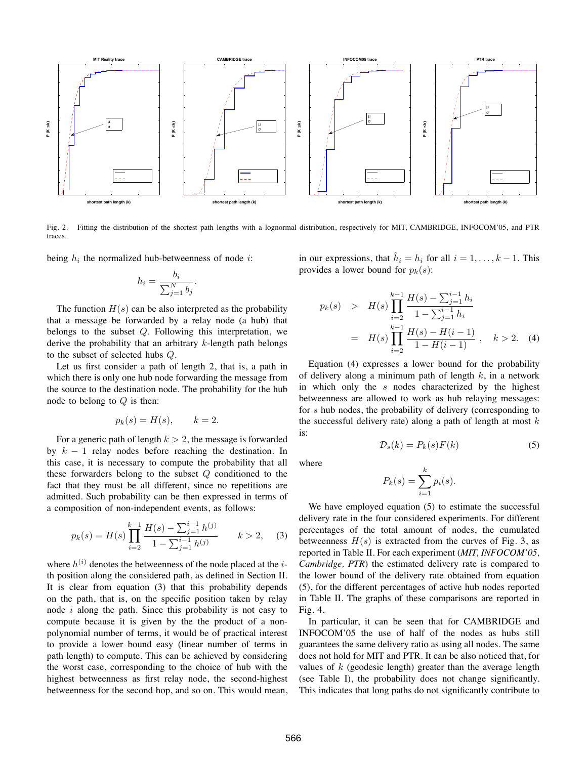Fig. 2. Fitting the distribution of the shortest path lengths with a lognormal distribution, respectively for MIT, CAMBRIDGE, INFOCOM'05, and PTR traces.

being $h_i$ the normalized hub-betweenness of node $i$:

$$h_i = \frac{b_i}{\sum_{j=1}^{N} b_j}.$$

The function $H(s)$ can be also interpreted as the probability that a message be forwarded by a relay node (a hub) that belongs to the subset $Q$. Following this interpretation, we derive the probability that an arbitrary $k$-length path belongs to the subset of selected hubs $Q$.

Let us first consider a path of length 2, that is, a path in which there is only one hub node forwarding the message from the source to the destination node. The probability for the hub node to belong to $Q$ is then:

$$p_k(s) = H(s), \qquad k = 2.$$

For a generic path of length $k > 2$, the message is forwarded by $k-1$ relay nodes before reaching the destination. In this case, it is necessary to compute the probability that all these forwarders belong to the subset $Q$ conditioned to the fact that they must be all different, since no repetitions are admitted. Such probability can be then expressed in terms of a composition of non-independent events, as follows:

$$p_k(s) = H(s) \prod_{i=2}^{k-1} \frac{H(s) - \sum_{j=1}^{i-1} h^{(j)}}{1 - \sum_{j=1}^{i-1} h^{(j)}} \qquad k > 2, \quad (3)$$

where $h^{(i)}$ denotes the betweenness of the node placed at the $i$-th position along the considered path, as defined in Section II. It is clear from equation (3) that this probability depends on the path, that is, on the specific position taken by relay node $i$ along the path. Since this probability is not easy to compute because it is given by the the product of a non-polynomial number of terms, it would be of practical interest to provide a lower bound easy (linear number of terms in path length) to compute. This can be achieved by considering the worst case, corresponding to the choice of hub with the highest betweenness as first relay node, the second-highest betweenness for the second hop, and so on. This would mean, in our expressions, that $\hat{h}_i = h_i$ for all $i = 1, \ldots, k-1$. This provides a lower bound for $p_k(s)$:

$$\begin{aligned} p_k(s) &> H(s) \prod_{i=2}^{k-1} \frac{H(s) - \sum_{j=1}^{i-1} h_i}{1 - \sum_{j=1}^{i-1} h_i} \\ &= H(s) \prod_{i=2}^{k-1} \frac{H(s) - H(i-1)}{1 - H(i-1)}, \quad k > 2. \quad (4) \end{aligned}$$

Equation (4) expresses a lower bound for the probability of delivery along a minimum path of length $k$, in a network in which only the $s$ nodes characterized by the highest betweenness are allowed to work as hub relaying messages: for $s$ hub nodes, the probability of delivery (corresponding to the successful delivery rate) along a path of length at most $k$ is:

$$\mathcal{D}_s(k) = P_k(s) F(k) \quad (5)$$

where

$$P_k(s) = \sum_{i=1}^{k} p_i(s).$$

We have employed equation (5) to estimate the successful delivery rate in the four considered experiments. For different percentages of the total amount of nodes, the cumulated betweenness $H(s)$ is extracted from the curves of Fig. 3, as reported in Table II. For each experiment (*MIT, INFOCOM'05, Cambridge, PTR*) the estimated delivery rate is compared to the lower bound of the delivery rate obtained from equation (5), for the different percentages of active hub nodes reported in Table II. The graphs of these comparisons are reported in Fig. 4.

In particular, it can be seen that for CAMBRIDGE and INFOCOM'05 the use of half of the nodes as hubs still guarantees the same delivery ratio as using all nodes. The same does not hold for MIT and PTR. It can be also noticed that, for values of $k$ (geodesic length) greater than the average length (see Table I), the probability does not change significantly. This indicates that long paths do not significantly contribute to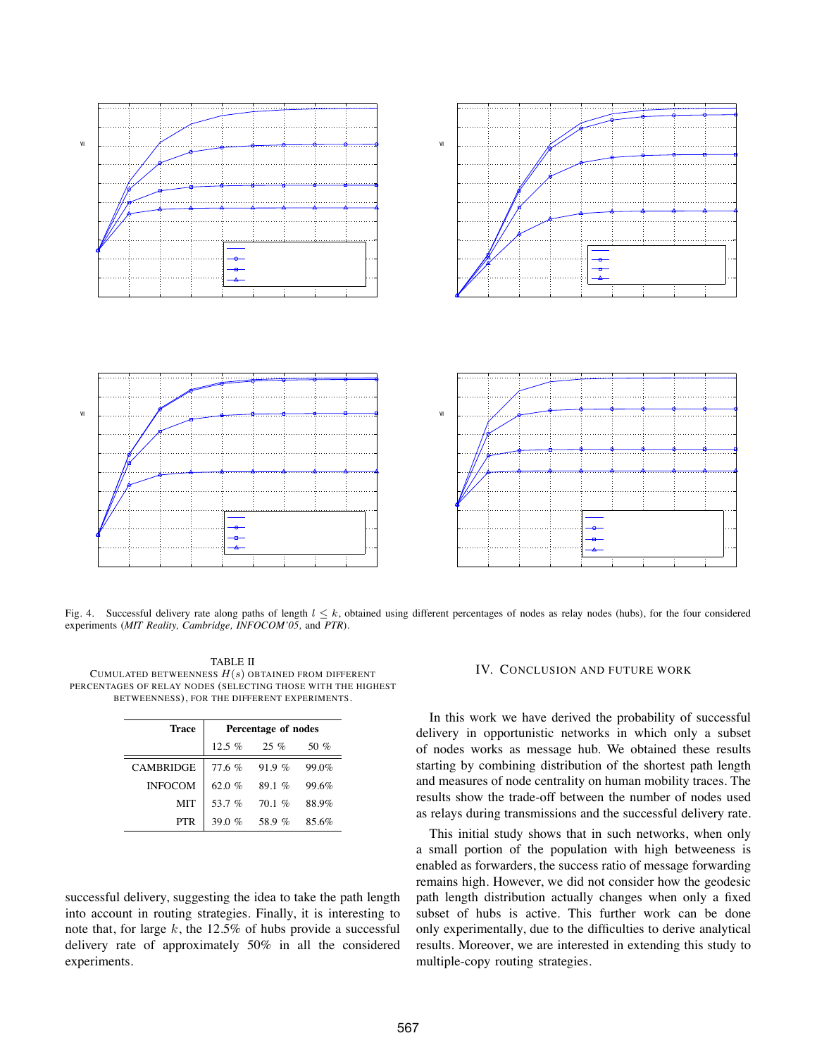Fig. 4. Successful delivery rate along paths of length $l \leq k$, obtained using different percentages of nodes as relay nodes (hubs), for the four considered experiments (*MIT Reality, Cambridge, INFOCOM'05,* and *PTR*).

TABLE II
CUMULATED BETWEENNESS $H(s)$ OBTAINED FROM DIFFERENT PERCENTAGES OF RELAY NODES (SELECTING THOSE WITH THE HIGHEST BETWEENNESS), FOR THE DIFFERENT EXPERIMENTS.

| **Trace** | **Percentage of nodes** | | |
|---|---|---|---|
| | 12.5 % | 25 % | 50 % |
| CAMBRIDGE | 77.6 % | 91.9 % | 99.0% |
| INFOCOM | 62.0 % | 89.1 % | 99.6% |
| MIT | 53.7 % | 70.1 % | 88.9% |
| PTR | 39.0 % | 58.9 % | 85.6% |

successful delivery, suggesting the idea to take the path length into account in routing strategies. Finally, it is interesting to note that, for large $k$, the 12.5% of hubs provide a successful delivery rate of approximately 50% in all the considered experiments.

## IV. Conclusion and Future Work

In this work we have derived the probability of successful delivery in opportunistic networks in which only a subset of nodes works as message hub. We obtained these results starting by combining distribution of the shortest path length and measures of node centrality on human mobility traces. The results show the trade-off between the number of nodes used as relays during transmissions and the successful delivery rate.

This initial study shows that in such networks, when only a small portion of the population with high betweeness is enabled as forwarders, the success ratio of message forwarding remains high. However, we did not consider how the geodesic path length distribution actually changes when only a fixed subset of hubs is active. This further work can be done only experimentally, due to the difficulties to derive analytical results. Moreover, we are interested in extending this study to multiple-copy routing strategies.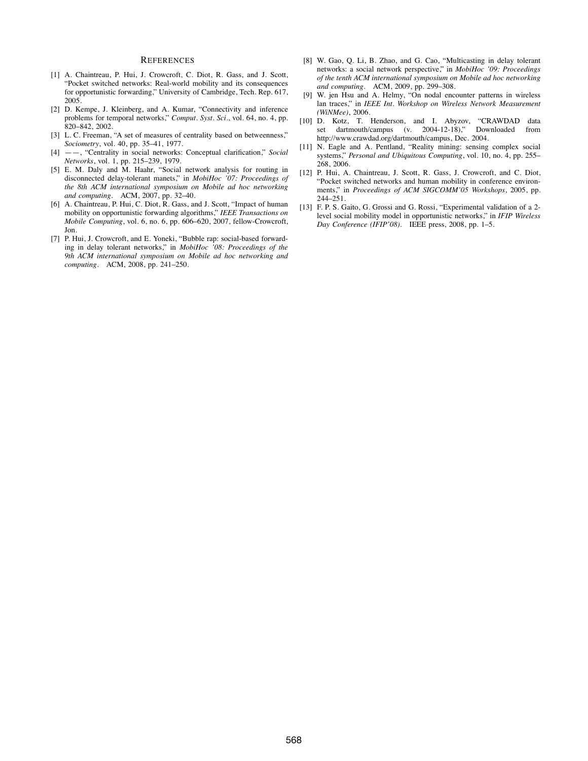## References

[1] A. Chaintreau, P. Hui, J. Crowcroft, C. Diot, R. Gass, and J. Scott, "Pocket switched networks: Real-world mobility and its consequences for opportunistic forwarding," University of Cambridge, Tech. Rep. 617, 2005.

[2] D. Kempe, J. Kleinberg, and A. Kumar, "Connectivity and inference problems for temporal networks," *Comput. Syst. Sci.*, vol. 64, no. 4, pp. 820–842, 2002.

[3] L. C. Freeman, "A set of measures of centrality based on betweenness," *Sociometry*, vol. 40, pp. 35–41, 1977.

[4] ——, "Centrality in social networks: Conceptual clarification," *Social Networks*, vol. 1, pp. 215–239, 1979.

[5] E. M. Daly and M. Haahr, "Social network analysis for routing in disconnected delay-tolerant manets," in *MobiHoc '07: Proceedings of the 8th ACM international symposium on Mobile ad hoc networking and computing*. ACM, 2007, pp. 32–40.

[6] A. Chaintreau, P. Hui, C. Diot, R. Gass, and J. Scott, "Impact of human mobility on opportunistic forwarding algorithms," *IEEE Transactions on Mobile Computing*, vol. 6, no. 6, pp. 606–620, 2007, fellow-Crowcroft, Jon.

[7] P. Hui, J. Crowcroft, and E. Yoneki, "Bubble rap: social-based forwarding in delay tolerant networks," in *MobiHoc '08: Proceedings of the 9th ACM international symposium on Mobile ad hoc networking and computing*. ACM, 2008, pp. 241–250.

[8] W. Gao, Q. Li, B. Zhao, and G. Cao, "Multicasting in delay tolerant networks: a social network perspective," in *MobiHoc '09: Proceedings of the tenth ACM international symposium on Mobile ad hoc networking and computing*. ACM, 2009, pp. 299–308.

[9] W. jen Hsu and A. Helmy, "On nodal encounter patterns in wireless lan traces," in *IEEE Int. Workshop on Wireless Network Measurement (WiNMee)*, 2006.

[10] D. Kotz, T. Henderson, and I. Abyzov, "CRAWDAD data set dartmouth/campus (v. 2004-12-18)," Downloaded from http://www.crawdad.org/dartmouth/campus, Dec. 2004.

[11] N. Eagle and A. Pentland, "Reality mining: sensing complex social systems," *Personal and Ubiquitous Computing*, vol. 10, no. 4, pp. 255–268, 2006.

[12] P. Hui, A. Chaintreau, J. Scott, R. Gass, J. Crowcroft, and C. Diot, "Pocket switched networks and human mobility in conference environments," in *Proceedings of ACM SIGCOMM'05 Workshops*, 2005, pp. 244–251.

[13] F. P. S. Gaito, G. Grossi and G. Rossi, "Experimental validation of a 2-level social mobility model in opportunistic networks," in *IFIP Wireless Day Conference (IFIP'08)*. IEEE press, 2008, pp. 1–5.